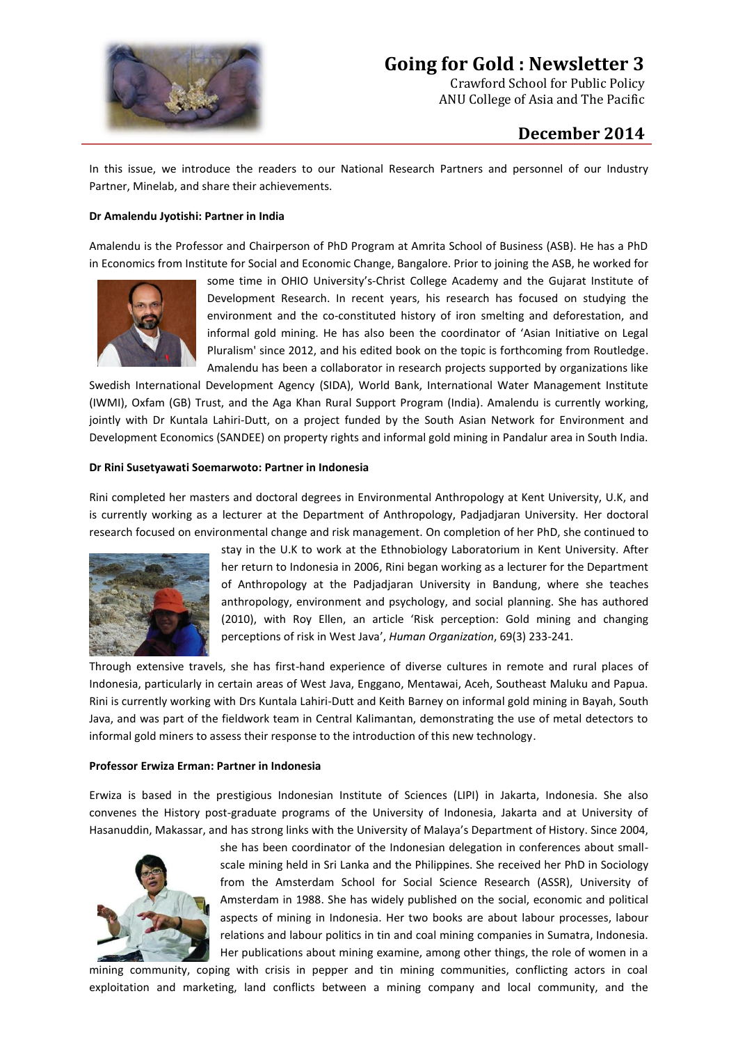# Going for Gold : Newsletter 3

Crawford School for Public Policy
ANU College of Asia and The Pacific

## December 2014

In this issue, we introduce the readers to our National Research Partners and personnel of our Industry Partner, Minelab, and share their achievements.

**Dr Amalendu Jyotishi: Partner in India**

Amalendu is the Professor and Chairperson of PhD Program at Amrita School of Business (ASB). He has a PhD in Economics from Institute for Social and Economic Change, Bangalore. Prior to joining the ASB, he worked for some time in OHIO University's-Christ College Academy and the Gujarat Institute of Development Research. In recent years, his research has focused on studying the environment and the co-constituted history of iron smelting and deforestation, and informal gold mining. He has also been the coordinator of 'Asian Initiative on Legal Pluralism' since 2012, and his edited book on the topic is forthcoming from Routledge. Amalendu has been a collaborator in research projects supported by organizations like Swedish International Development Agency (SIDA), World Bank, International Water Management Institute (IWMI), Oxfam (GB) Trust, and the Aga Khan Rural Support Program (India). Amalendu is currently working, jointly with Dr Kuntala Lahiri-Dutt, on a project funded by the South Asian Network for Environment and Development Economics (SANDEE) on property rights and informal gold mining in Pandalur area in South India.

**Dr Rini Susetyawati Soemarwoto: Partner in Indonesia**

Rini completed her masters and doctoral degrees in Environmental Anthropology at Kent University, U.K, and is currently working as a lecturer at the Department of Anthropology, Padjadjaran University. Her doctoral research focused on environmental change and risk management. On completion of her PhD, she continued to stay in the U.K to work at the Ethnobiology Laboratorium in Kent University. After her return to Indonesia in 2006, Rini began working as a lecturer for the Department of Anthropology at the Padjadjaran University in Bandung, where she teaches anthropology, environment and psychology, and social planning. She has authored (2010), with Roy Ellen, an article 'Risk perception: Gold mining and changing perceptions of risk in West Java', *Human Organization*, 69(3) 233-241.

Through extensive travels, she has first-hand experience of diverse cultures in remote and rural places of Indonesia, particularly in certain areas of West Java, Enggano, Mentawai, Aceh, Southeast Maluku and Papua. Rini is currently working with Drs Kuntala Lahiri-Dutt and Keith Barney on informal gold mining in Bayah, South Java, and was part of the fieldwork team in Central Kalimantan, demonstrating the use of metal detectors to informal gold miners to assess their response to the introduction of this new technology.

**Professor Erwiza Erman: Partner in Indonesia**

Erwiza is based in the prestigious Indonesian Institute of Sciences (LIPI) in Jakarta, Indonesia. She also convenes the History post-graduate programs of the University of Indonesia, Jakarta and at University of Hasanuddin, Makassar, and has strong links with the University of Malaya's Department of History. Since 2004, she has been coordinator of the Indonesian delegation in conferences about small-scale mining held in Sri Lanka and the Philippines. She received her PhD in Sociology from the Amsterdam School for Social Science Research (ASSR), University of Amsterdam in 1988. She has widely published on the social, economic and political aspects of mining in Indonesia. Her two books are about labour processes, labour relations and labour politics in tin and coal mining companies in Sumatra, Indonesia. Her publications about mining examine, among other things, the role of women in a mining community, coping with crisis in pepper and tin mining communities, conflicting actors in coal exploitation and marketing, land conflicts between a mining company and local community, and the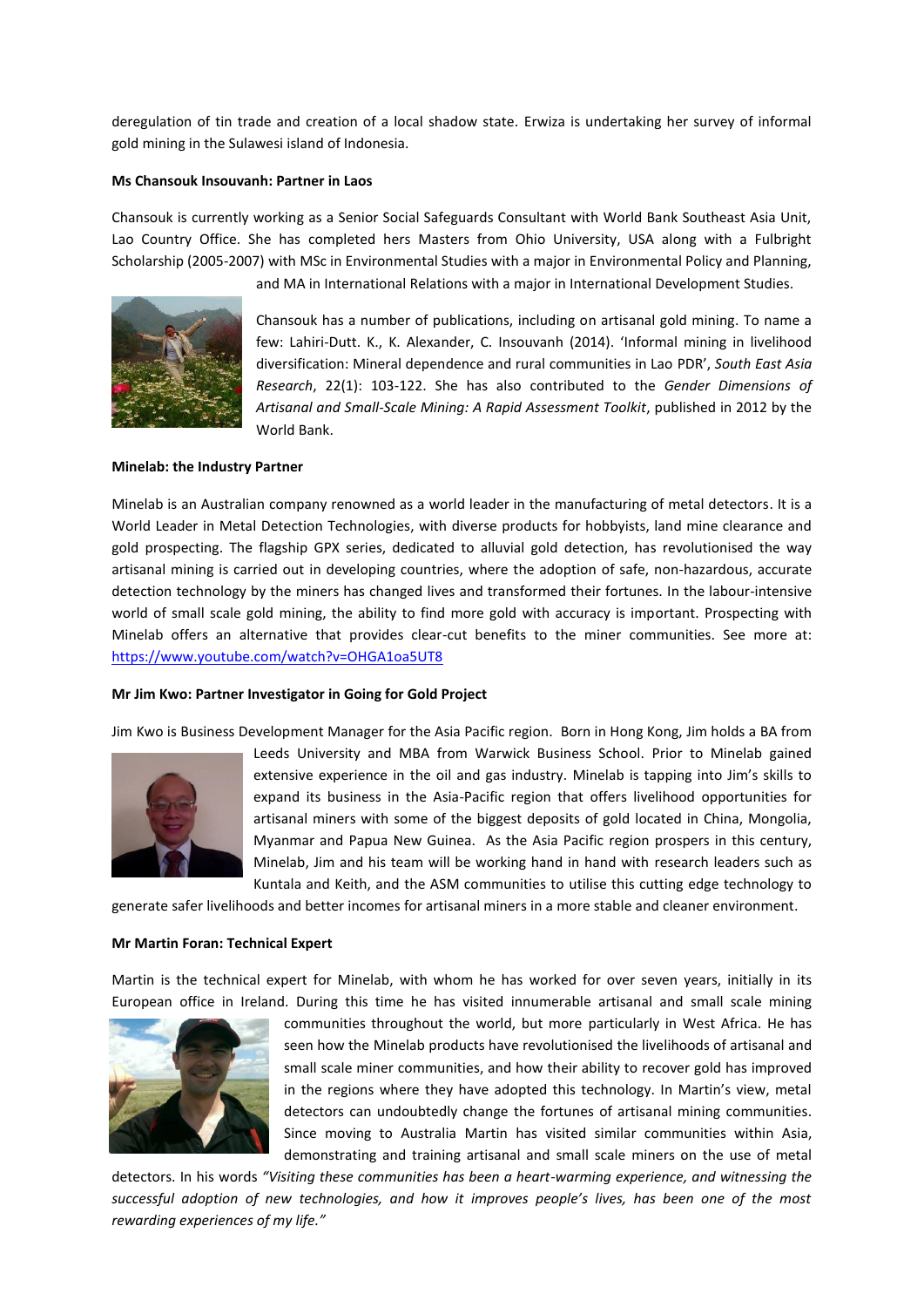deregulation of tin trade and creation of a local shadow state. Erwiza is undertaking her survey of informal gold mining in the Sulawesi island of Indonesia.

**Ms Chansouk Insouvanh: Partner in Laos**

Chansouk is currently working as a Senior Social Safeguards Consultant with World Bank Southeast Asia Unit, Lao Country Office. She has completed hers Masters from Ohio University, USA along with a Fulbright Scholarship (2005-2007) with MSc in Environmental Studies with a major in Environmental Policy and Planning, and MA in International Relations with a major in International Development Studies.

Chansouk has a number of publications, including on artisanal gold mining. To name a few: Lahiri-Dutt. K., K. Alexander, C. Insouvanh (2014). 'Informal mining in livelihood diversification: Mineral dependence and rural communities in Lao PDR', *South East Asia Research*, 22(1): 103-122. She has also contributed to the *Gender Dimensions of Artisanal and Small-Scale Mining: A Rapid Assessment Toolkit*, published in 2012 by the World Bank.

**Minelab: the Industry Partner**

Minelab is an Australian company renowned as a world leader in the manufacturing of metal detectors. It is a World Leader in Metal Detection Technologies, with diverse products for hobbyists, land mine clearance and gold prospecting. The flagship GPX series, dedicated to alluvial gold detection, has revolutionised the way artisanal mining is carried out in developing countries, where the adoption of safe, non-hazardous, accurate detection technology by the miners has changed lives and transformed their fortunes. In the labour-intensive world of small scale gold mining, the ability to find more gold with accuracy is important. Prospecting with Minelab offers an alternative that provides clear-cut benefits to the miner communities. See more at: https://www.youtube.com/watch?v=OHGA1oa5UT8

**Mr Jim Kwo: Partner Investigator in Going for Gold Project**

Jim Kwo is Business Development Manager for the Asia Pacific region. Born in Hong Kong, Jim holds a BA from Leeds University and MBA from Warwick Business School. Prior to Minelab gained extensive experience in the oil and gas industry. Minelab is tapping into Jim's skills to expand its business in the Asia-Pacific region that offers livelihood opportunities for artisanal miners with some of the biggest deposits of gold located in China, Mongolia, Myanmar and Papua New Guinea. As the Asia Pacific region prospers in this century, Minelab, Jim and his team will be working hand in hand with research leaders such as Kuntala and Keith, and the ASM communities to utilise this cutting edge technology to generate safer livelihoods and better incomes for artisanal miners in a more stable and cleaner environment.

**Mr Martin Foran: Technical Expert**

Martin is the technical expert for Minelab, with whom he has worked for over seven years, initially in its European office in Ireland. During this time he has visited innumerable artisanal and small scale mining communities throughout the world, but more particularly in West Africa. He has seen how the Minelab products have revolutionised the livelihoods of artisanal and small scale miner communities, and how their ability to recover gold has improved in the regions where they have adopted this technology. In Martin's view, metal detectors can undoubtedly change the fortunes of artisanal mining communities. Since moving to Australia Martin has visited similar communities within Asia, demonstrating and training artisanal and small scale miners on the use of metal detectors. In his words *"Visiting these communities has been a heart-warming experience, and witnessing the successful adoption of new technologies, and how it improves people's lives, has been one of the most rewarding experiences of my life."*